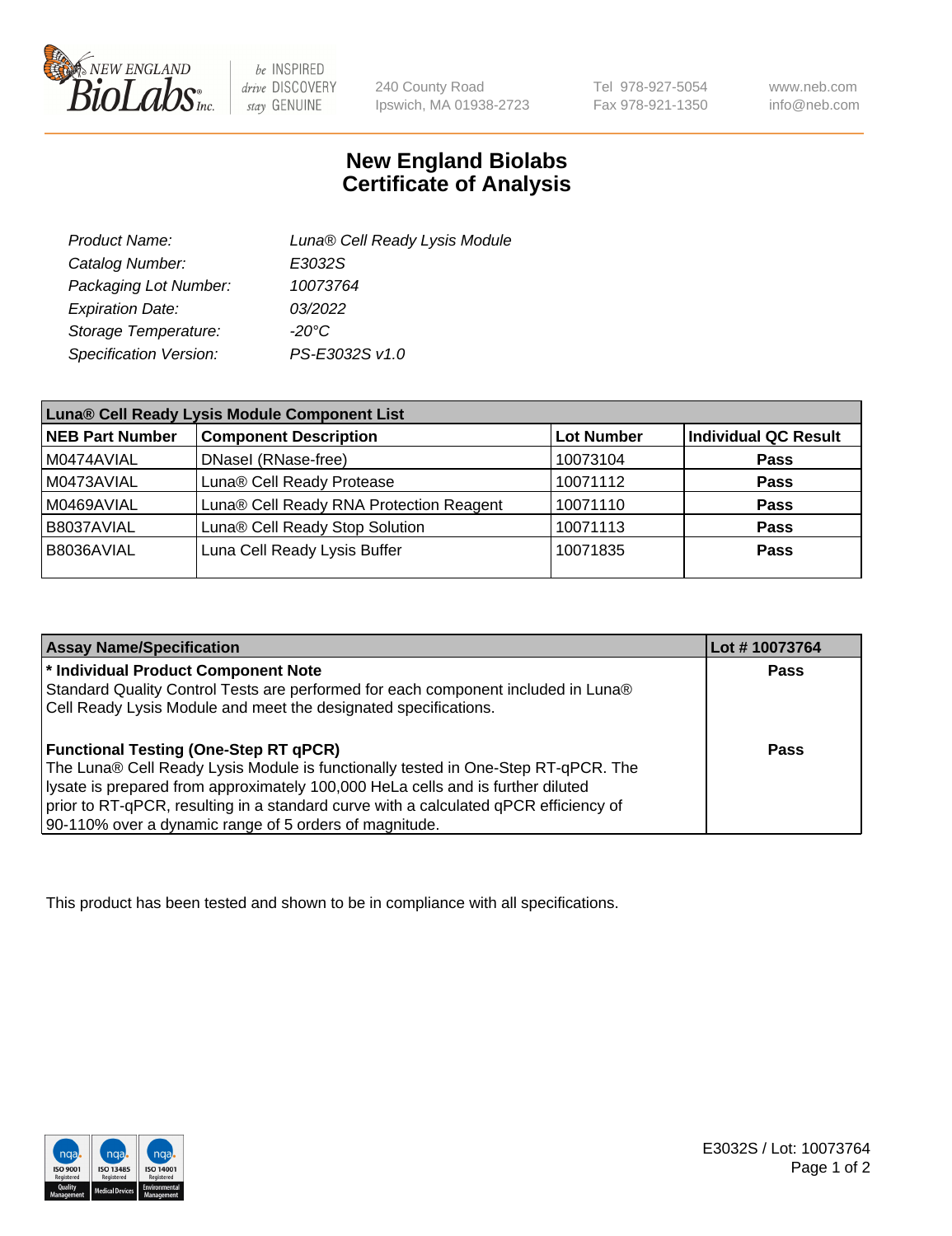# New England Biolabs Certificate of Analysis

| | |
|---|---|
| *Product Name:* | *Luna® Cell Ready Lysis Module* |
| *Catalog Number:* | *E3032S* |
| *Packaging Lot Number:* | *10073764* |
| *Expiration Date:* | *03/2022* |
| *Storage Temperature:* | *-20°C* |
| *Specification Version:* | *PS-E3032S v1.0* |

| Luna® Cell Ready Lysis Module Component List | | | |
|---|---|---|---|
| **NEB Part Number** | **Component Description** | **Lot Number** | **Individual QC Result** |
| M0474AVIAL | DNaseI (RNase-free) | 10073104 | **Pass** |
| M0473AVIAL | Luna® Cell Ready Protease | 10071112 | **Pass** |
| M0469AVIAL | Luna® Cell Ready RNA Protection Reagent | 10071110 | **Pass** |
| B8037AVIAL | Luna® Cell Ready Stop Solution | 10071113 | **Pass** |
| B8036AVIAL | Luna Cell Ready Lysis Buffer | 10071835 | **Pass** |

| Assay Name/Specification | Lot # 10073764 |
|---|---|
| **\* Individual Product Component Note**<br>Standard Quality Control Tests are performed for each component included in Luna® Cell Ready Lysis Module and meet the designated specifications. | **Pass** |
| **Functional Testing (One-Step RT qPCR)**<br>The Luna® Cell Ready Lysis Module is functionally tested in One-Step RT-qPCR. The lysate is prepared from approximately 100,000 HeLa cells and is further diluted prior to RT-qPCR, resulting in a standard curve with a calculated qPCR efficiency of 90-110% over a dynamic range of 5 orders of magnitude. | **Pass** |

This product has been tested and shown to be in compliance with all specifications.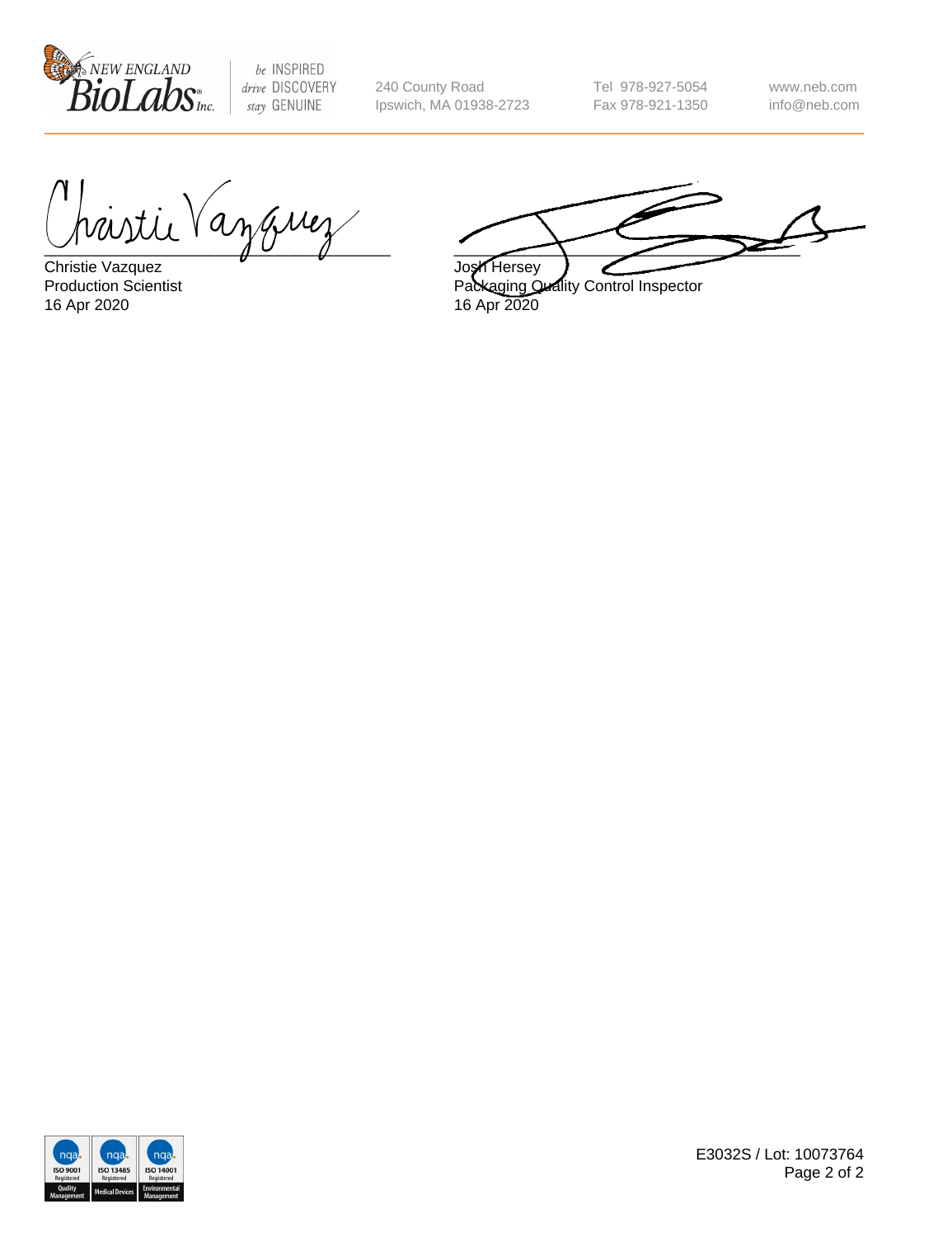Christie Vazquez
Production Scientist
16 Apr 2020

Josh Hersey
Packaging Quality Control Inspector
16 Apr 2020

E3032S / Lot: 10073764